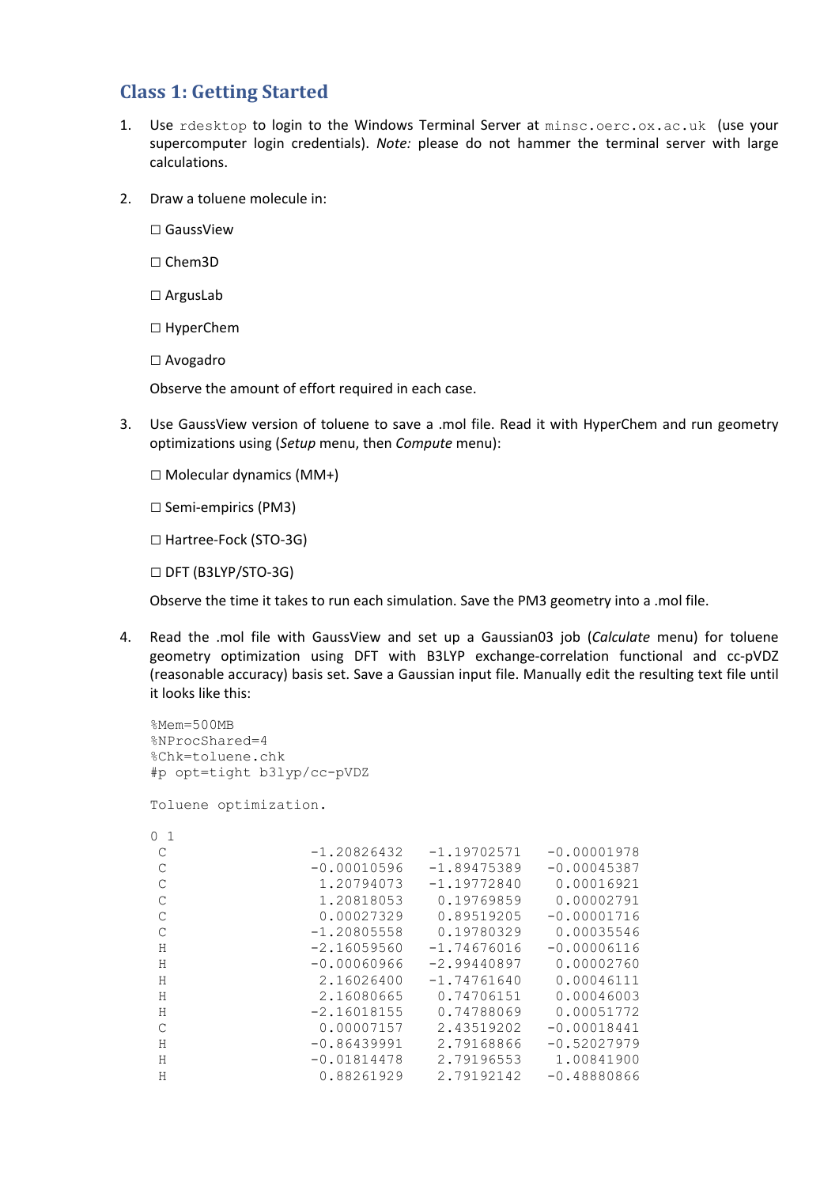## Class 1: Getting Started

1. Use `rdesktop` to login to the Windows Terminal Server at `minsc.oerc.ox.ac.uk` (use your supercomputer login credentials). *Note:* please do not hammer the terminal server with large calculations.

2. Draw a toluene molecule in:

   ☐ GaussView

   ☐ Chem3D

   ☐ ArgusLab

   ☐ HyperChem

   ☐ Avogadro

   Observe the amount of effort required in each case.

3. Use GaussView version of toluene to save a .mol file. Read it with HyperChem and run geometry optimizations using (*Setup* menu, then *Compute* menu):

   ☐ Molecular dynamics (MM+)

   ☐ Semi-empirics (PM3)

   ☐ Hartree-Fock (STO-3G)

   ☐ DFT (B3LYP/STO-3G)

   Observe the time it takes to run each simulation. Save the PM3 geometry into a .mol file.

4. Read the .mol file with GaussView and set up a Gaussian03 job (*Calculate* menu) for toluene geometry optimization using DFT with B3LYP exchange-correlation functional and cc-pVDZ (reasonable accuracy) basis set. Save a Gaussian input file. Manually edit the resulting text file until it looks like this:

```
%Mem=500MB
%NProcShared=4
%Chk=toluene.chk
#p opt=tight b3lyp/cc-pVDZ

Toluene optimization.

0 1
 C                 -1.20826432   -1.19702571   -0.00001978
 C                 -0.00010596   -1.89475389   -0.00045387
 C                  1.20794073   -1.19772840    0.00016921
 C                  1.20818053    0.19769859    0.00002791
 C                  0.00027329    0.89519205   -0.00001716
 C                 -1.20805558    0.19780329    0.00035546
 H                 -2.16059560   -1.74676016   -0.00006116
 H                 -0.00060966   -2.99440897    0.00002760
 H                  2.16026400   -1.74761640    0.00046111
 H                  2.16080665    0.74706151    0.00046003
 H                 -2.16018155    0.74788069    0.00051772
 C                  0.00007157    2.43519202   -0.00018441
 H                 -0.86439991    2.79168866   -0.52027979
 H                 -0.01814478    2.79196553    1.00841900
 H                  0.88261929    2.79192142   -0.48880866
```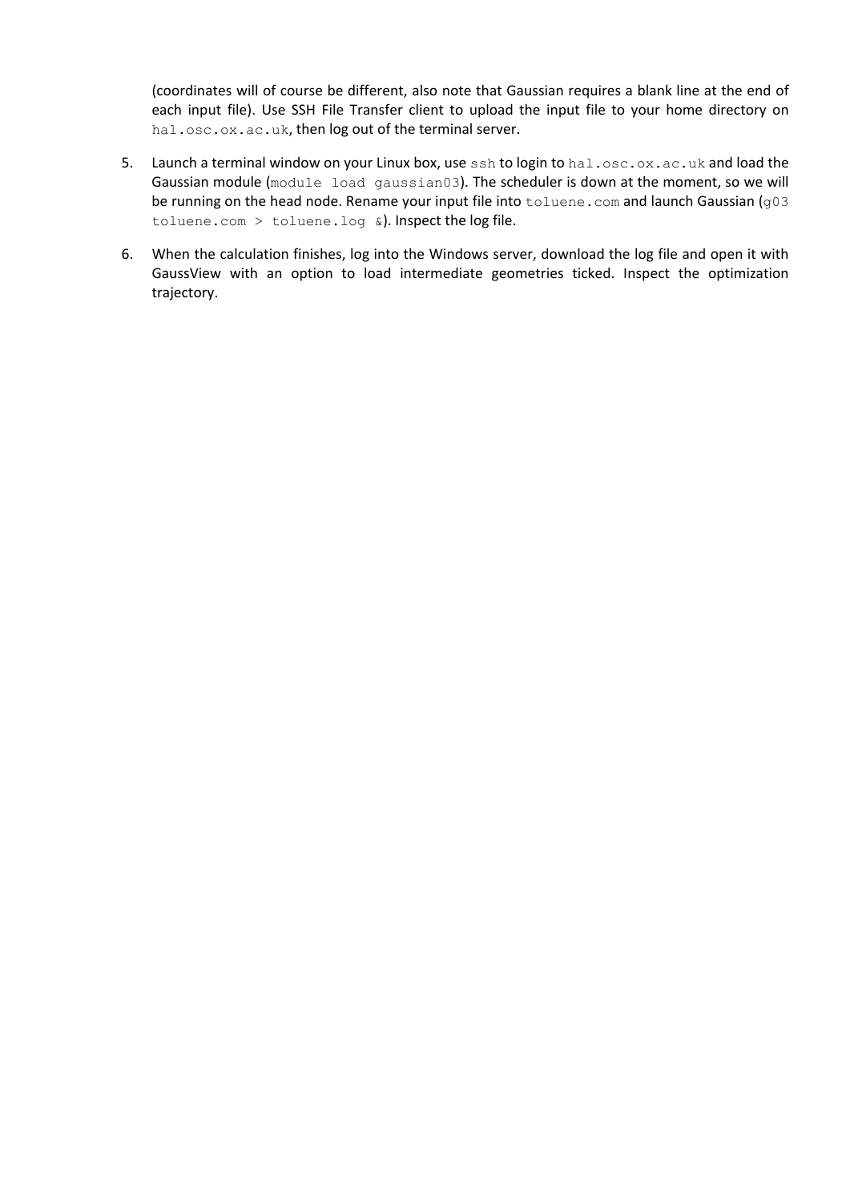(coordinates will of course be different, also note that Gaussian requires a blank line at the end of each input file). Use SSH File Transfer client to upload the input file to your home directory on `hal.osc.ox.ac.uk`, then log out of the terminal server.

5. Launch a terminal window on your Linux box, use `ssh` to login to `hal.osc.ox.ac.uk` and load the Gaussian module (`module load gaussian03`). The scheduler is down at the moment, so we will be running on the head node. Rename your input file into `toluene.com` and launch Gaussian (`g03 toluene.com > toluene.log &`). Inspect the log file.

6. When the calculation finishes, log into the Windows server, download the log file and open it with GaussView with an option to load intermediate geometries ticked. Inspect the optimization trajectory.